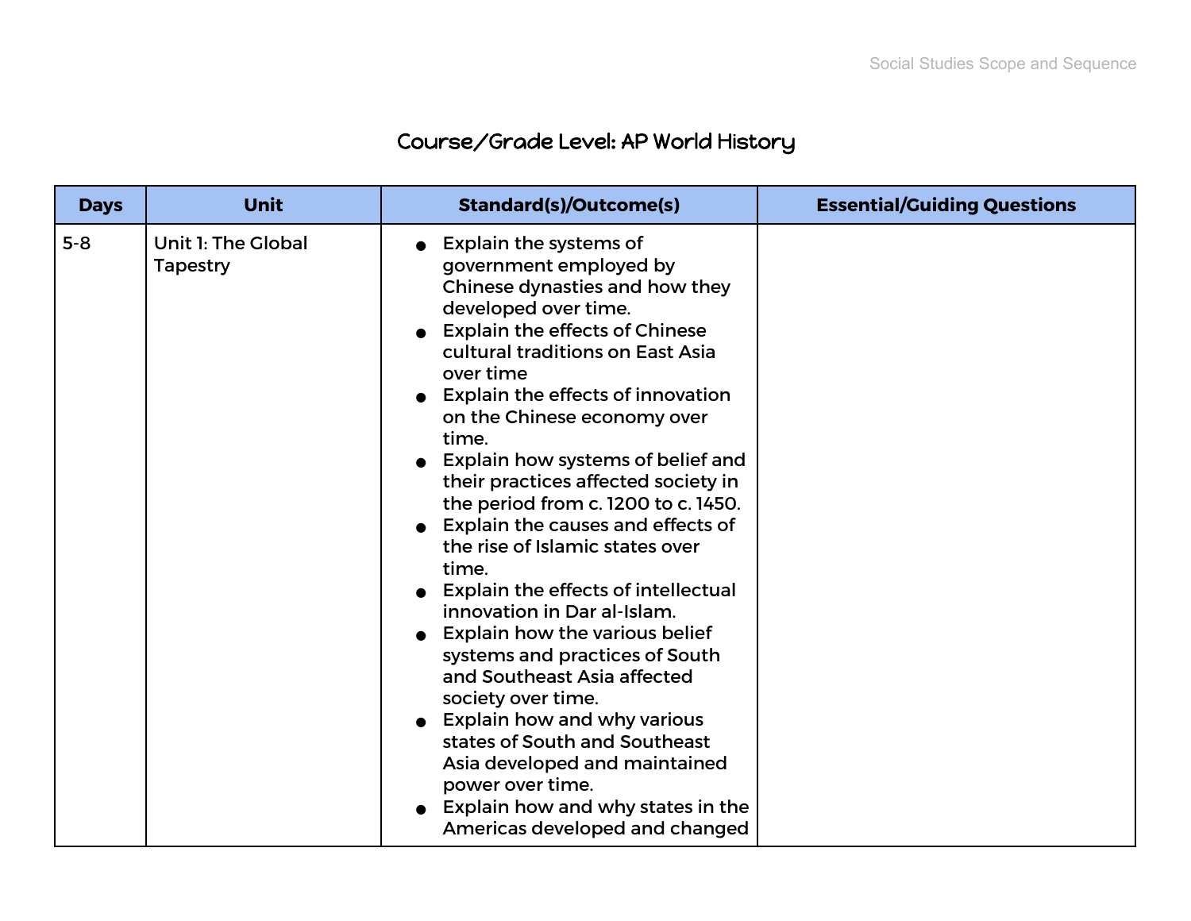# Course/Grade Level: AP World History

| Days | Unit | Standard(s)/Outcome(s) | Essential/Guiding Questions |
|---|---|---|---|
| 5-8 | Unit 1: The Global Tapestry | • Explain the systems of government employed by Chinese dynasties and how they developed over time.<br>• Explain the effects of Chinese cultural traditions on East Asia over time<br>• Explain the effects of innovation on the Chinese economy over time.<br>• Explain how systems of belief and their practices affected society in the period from c. 1200 to c. 1450.<br>• Explain the causes and effects of the rise of Islamic states over time.<br>• Explain the effects of intellectual innovation in Dar al-Islam.<br>• Explain how the various belief systems and practices of South and Southeast Asia affected society over time.<br>• Explain how and why various states of South and Southeast Asia developed and maintained power over time.<br>• Explain how and why states in the Americas developed and changed | |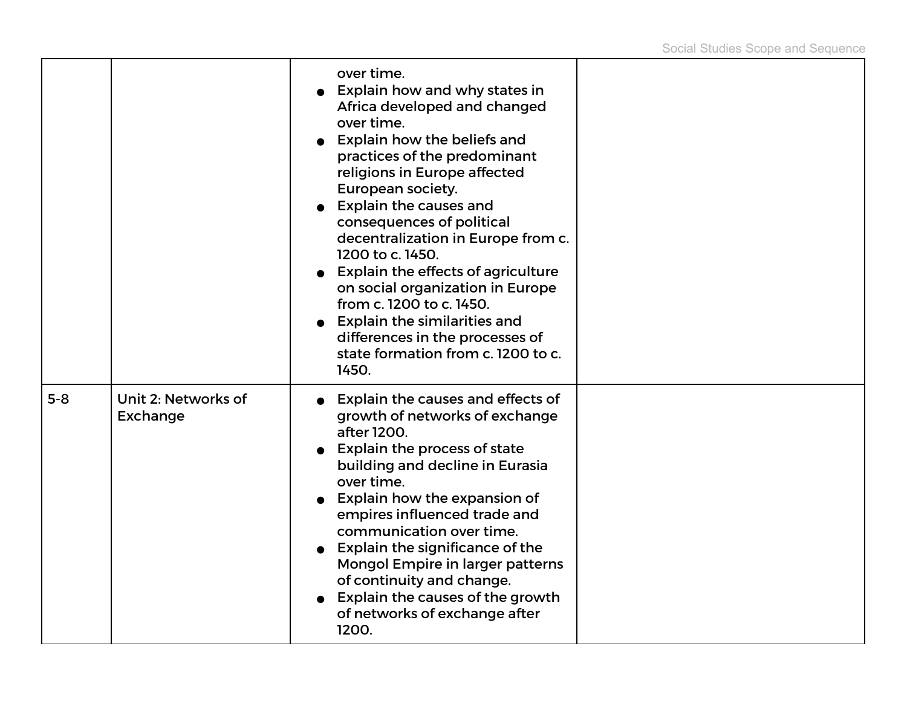| | | | |
|---|---|---|---|
| | | over time.<br>● Explain how and why states in Africa developed and changed over time.<br>● Explain how the beliefs and practices of the predominant religions in Europe affected European society.<br>● Explain the causes and consequences of political decentralization in Europe from c. 1200 to c. 1450.<br>● Explain the effects of agriculture on social organization in Europe from c. 1200 to c. 1450.<br>● Explain the similarities and differences in the processes of state formation from c. 1200 to c. 1450. | |
| 5-8 | Unit 2: Networks of Exchange | ● Explain the causes and effects of growth of networks of exchange after 1200.<br>● Explain the process of state building and decline in Eurasia over time.<br>● Explain how the expansion of empires influenced trade and communication over time.<br>● Explain the significance of the Mongol Empire in larger patterns of continuity and change.<br>● Explain the causes of the growth of networks of exchange after 1200. | |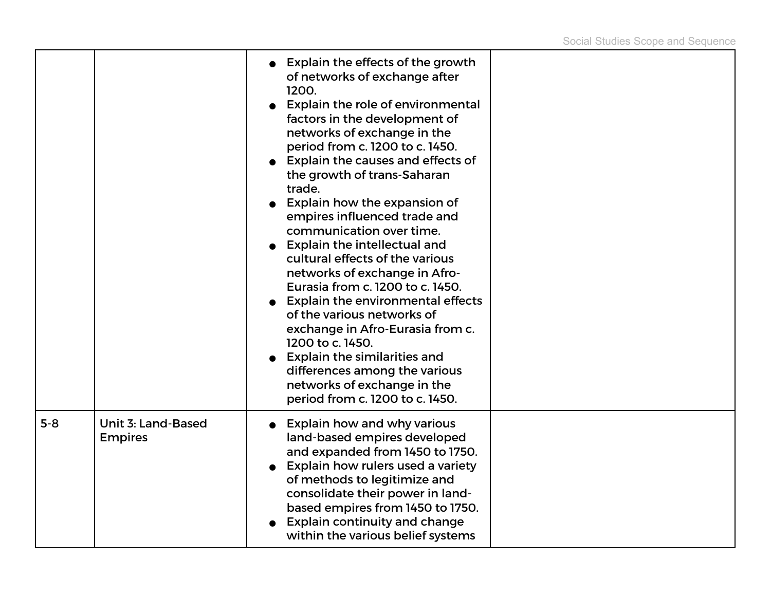|  |  |  |  |
|---|---|---|---|
|  |  | • Explain the effects of the growth of networks of exchange after 1200.<br>• Explain the role of environmental factors in the development of networks of exchange in the period from c. 1200 to c. 1450.<br>• Explain the causes and effects of the growth of trans-Saharan trade.<br>• Explain how the expansion of empires influenced trade and communication over time.<br>• Explain the intellectual and cultural effects of the various networks of exchange in Afro-Eurasia from c. 1200 to c. 1450.<br>• Explain the environmental effects of the various networks of exchange in Afro-Eurasia from c. 1200 to c. 1450.<br>• Explain the similarities and differences among the various networks of exchange in the period from c. 1200 to c. 1450. |  |
| 5-8 | Unit 3: Land-Based Empires | • Explain how and why various land-based empires developed and expanded from 1450 to 1750.<br>• Explain how rulers used a variety of methods to legitimize and consolidate their power in land-based empires from 1450 to 1750.<br>• Explain continuity and change within the various belief systems |  |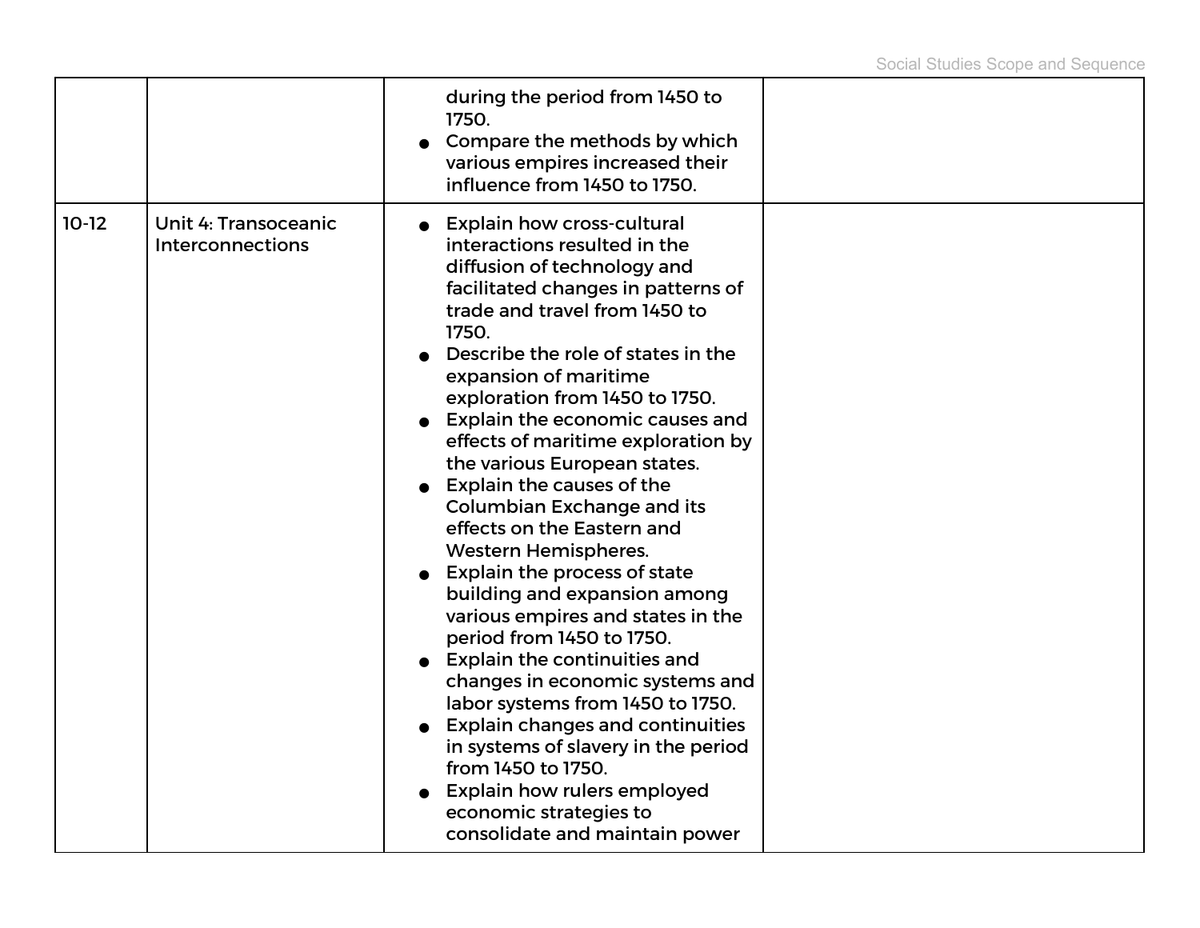| | | | |
|---|---|---|---|
| | | during the period from 1450 to 1750.<br>• Compare the methods by which various empires increased their influence from 1450 to 1750. | |
| 10-12 | Unit 4: Transoceanic Interconnections | • Explain how cross-cultural interactions resulted in the diffusion of technology and facilitated changes in patterns of trade and travel from 1450 to 1750.<br>• Describe the role of states in the expansion of maritime exploration from 1450 to 1750.<br>• Explain the economic causes and effects of maritime exploration by the various European states.<br>• Explain the causes of the Columbian Exchange and its effects on the Eastern and Western Hemispheres.<br>• Explain the process of state building and expansion among various empires and states in the period from 1450 to 1750.<br>• Explain the continuities and changes in economic systems and labor systems from 1450 to 1750.<br>• Explain changes and continuities in systems of slavery in the period from 1450 to 1750.<br>• Explain how rulers employed economic strategies to consolidate and maintain power | |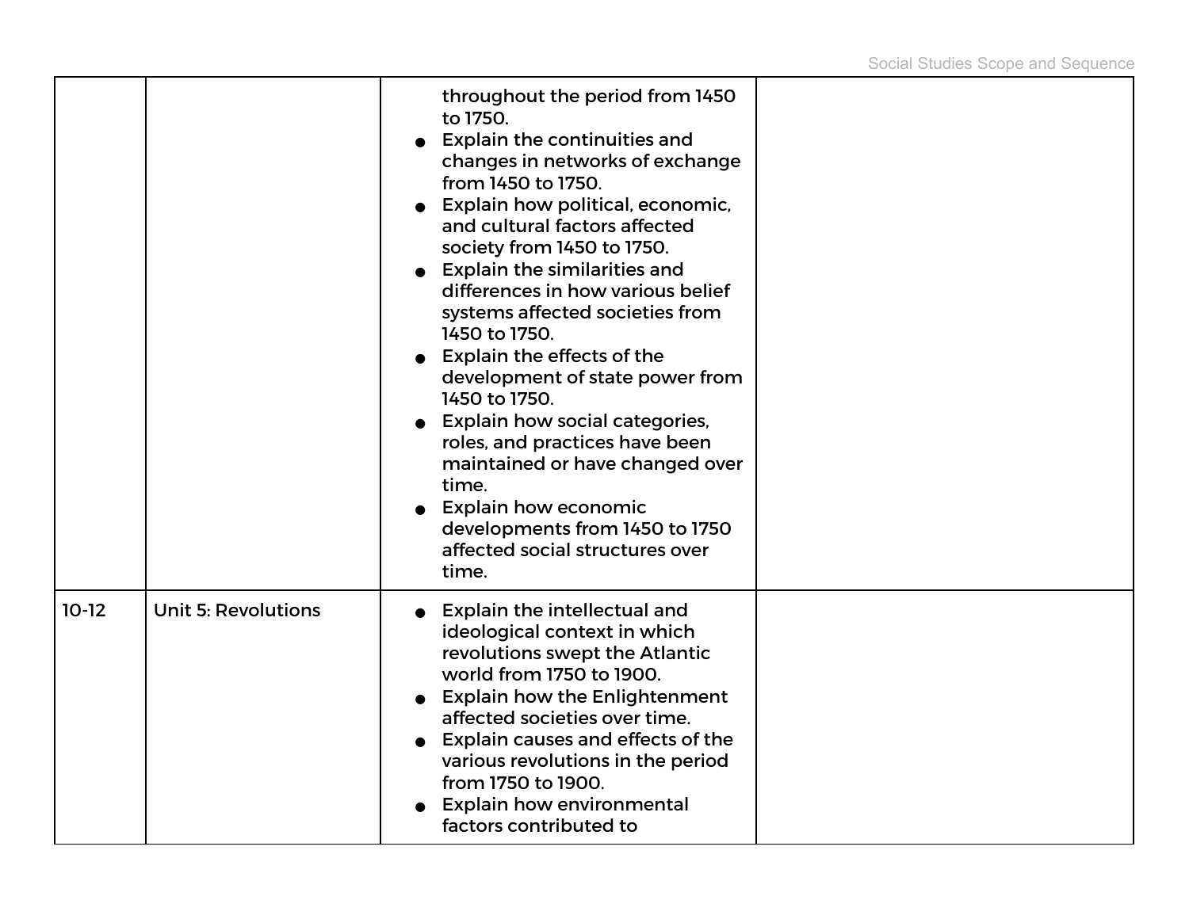| | | | |
|---|---|---|---|
| | | throughout the period from 1450 to 1750.<br>● Explain the continuities and changes in networks of exchange from 1450 to 1750.<br>● Explain how political, economic, and cultural factors affected society from 1450 to 1750.<br>● Explain the similarities and differences in how various belief systems affected societies from 1450 to 1750.<br>● Explain the effects of the development of state power from 1450 to 1750.<br>● Explain how social categories, roles, and practices have been maintained or have changed over time.<br>● Explain how economic developments from 1450 to 1750 affected social structures over time. | |
| 10-12 | Unit 5: Revolutions | ● Explain the intellectual and ideological context in which revolutions swept the Atlantic world from 1750 to 1900.<br>● Explain how the Enlightenment affected societies over time.<br>● Explain causes and effects of the various revolutions in the period from 1750 to 1900.<br>● Explain how environmental factors contributed to | |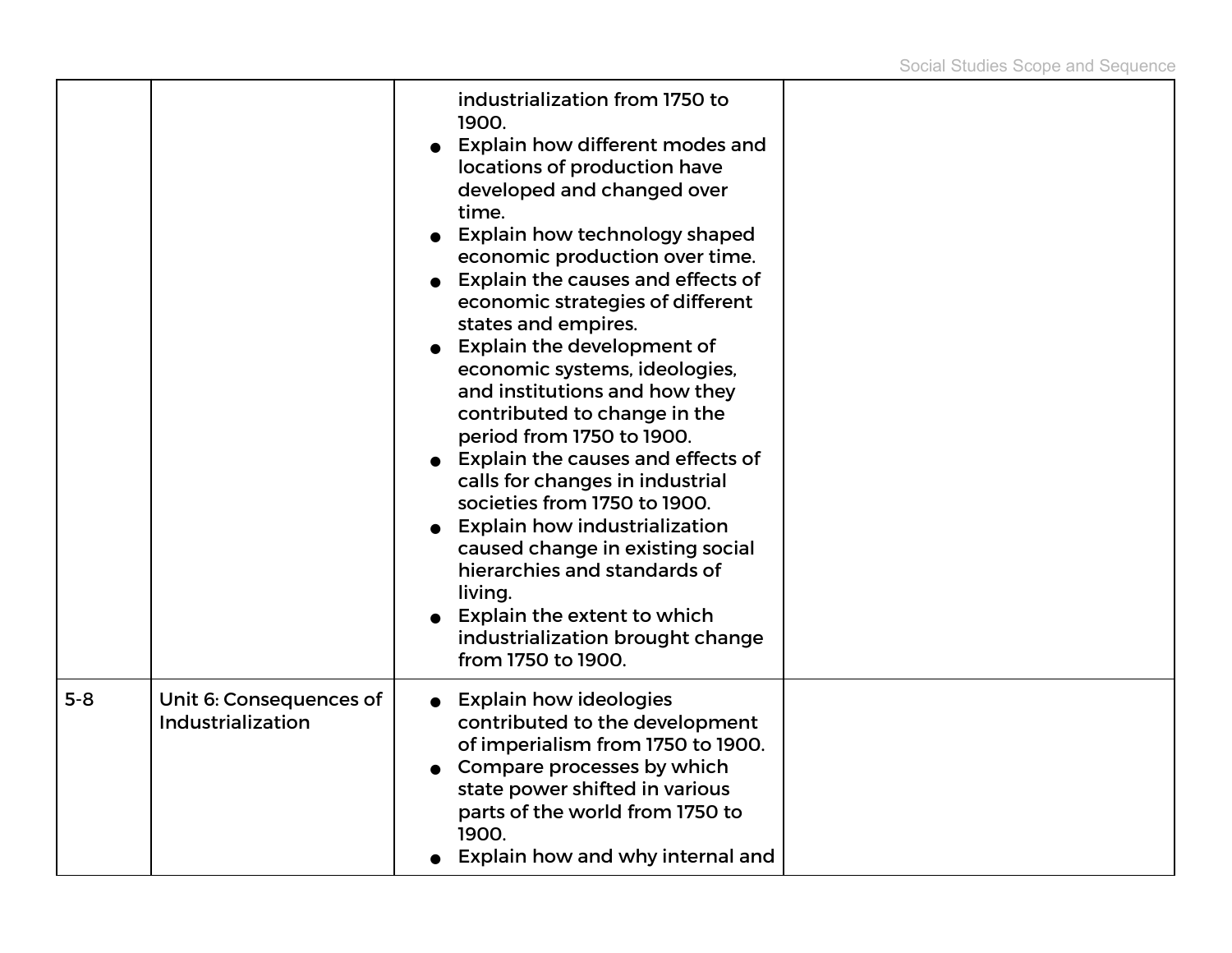| | | | |
|---|---|---|---|
| | | industrialization from 1750 to 1900.<br>● Explain how different modes and locations of production have developed and changed over time.<br>● Explain how technology shaped economic production over time.<br>● Explain the causes and effects of economic strategies of different states and empires.<br>● Explain the development of economic systems, ideologies, and institutions and how they contributed to change in the period from 1750 to 1900.<br>● Explain the causes and effects of calls for changes in industrial societies from 1750 to 1900.<br>● Explain how industrialization caused change in existing social hierarchies and standards of living.<br>● Explain the extent to which industrialization brought change from 1750 to 1900. | |
| 5-8 | Unit 6: Consequences of Industrialization | ● Explain how ideologies contributed to the development of imperialism from 1750 to 1900.<br>● Compare processes by which state power shifted in various parts of the world from 1750 to 1900.<br>● Explain how and why internal and | |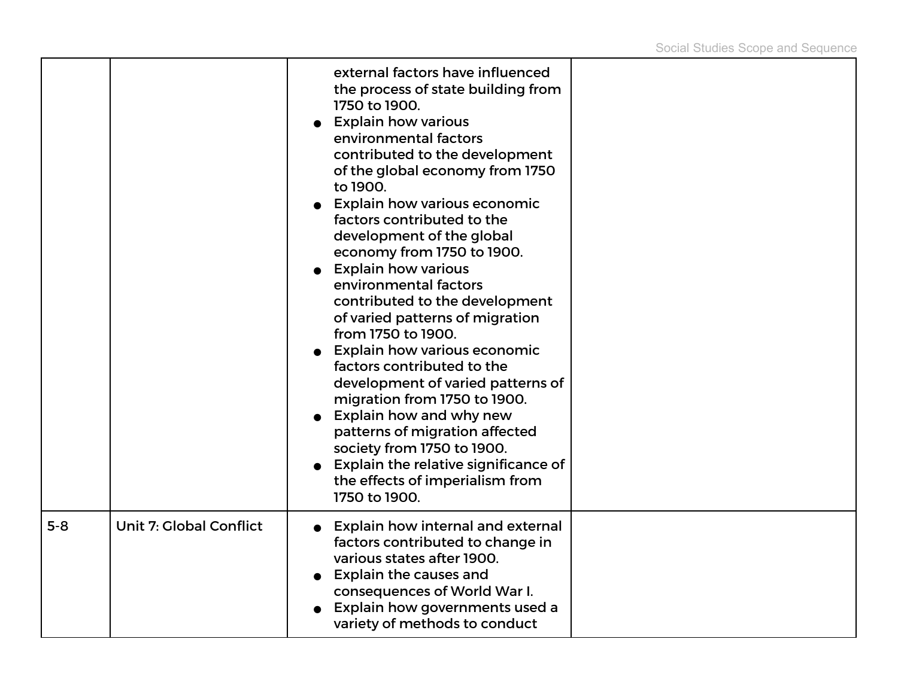| | | | |
|---|---|---|---|
| | | external factors have influenced the process of state building from 1750 to 1900.<br>● Explain how various environmental factors contributed to the development of the global economy from 1750 to 1900.<br>● Explain how various economic factors contributed to the development of the global economy from 1750 to 1900.<br>● Explain how various environmental factors contributed to the development of varied patterns of migration from 1750 to 1900.<br>● Explain how various economic factors contributed to the development of varied patterns of migration from 1750 to 1900.<br>● Explain how and why new patterns of migration affected society from 1750 to 1900.<br>● Explain the relative significance of the effects of imperialism from 1750 to 1900. | |
| 5-8 | Unit 7: Global Conflict | ● Explain how internal and external factors contributed to change in various states after 1900.<br>● Explain the causes and consequences of World War I.<br>● Explain how governments used a variety of methods to conduct | |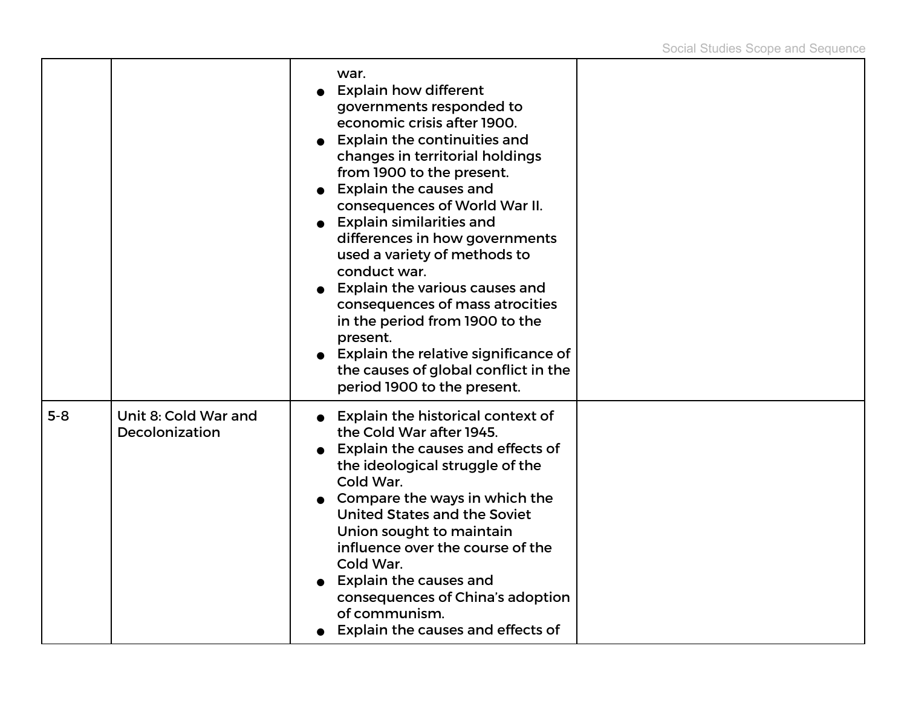| | | | |
|---|---|---|---|
| | | war.<br>● Explain how different governments responded to economic crisis after 1900.<br>● Explain the continuities and changes in territorial holdings from 1900 to the present.<br>● Explain the causes and consequences of World War II.<br>● Explain similarities and differences in how governments used a variety of methods to conduct war.<br>● Explain the various causes and consequences of mass atrocities in the period from 1900 to the present.<br>● Explain the relative significance of the causes of global conflict in the period 1900 to the present. | |
| 5-8 | Unit 8: Cold War and Decolonization | ● Explain the historical context of the Cold War after 1945.<br>● Explain the causes and effects of the ideological struggle of the Cold War.<br>● Compare the ways in which the United States and the Soviet Union sought to maintain influence over the course of the Cold War.<br>● Explain the causes and consequences of China's adoption of communism.<br>● Explain the causes and effects of | |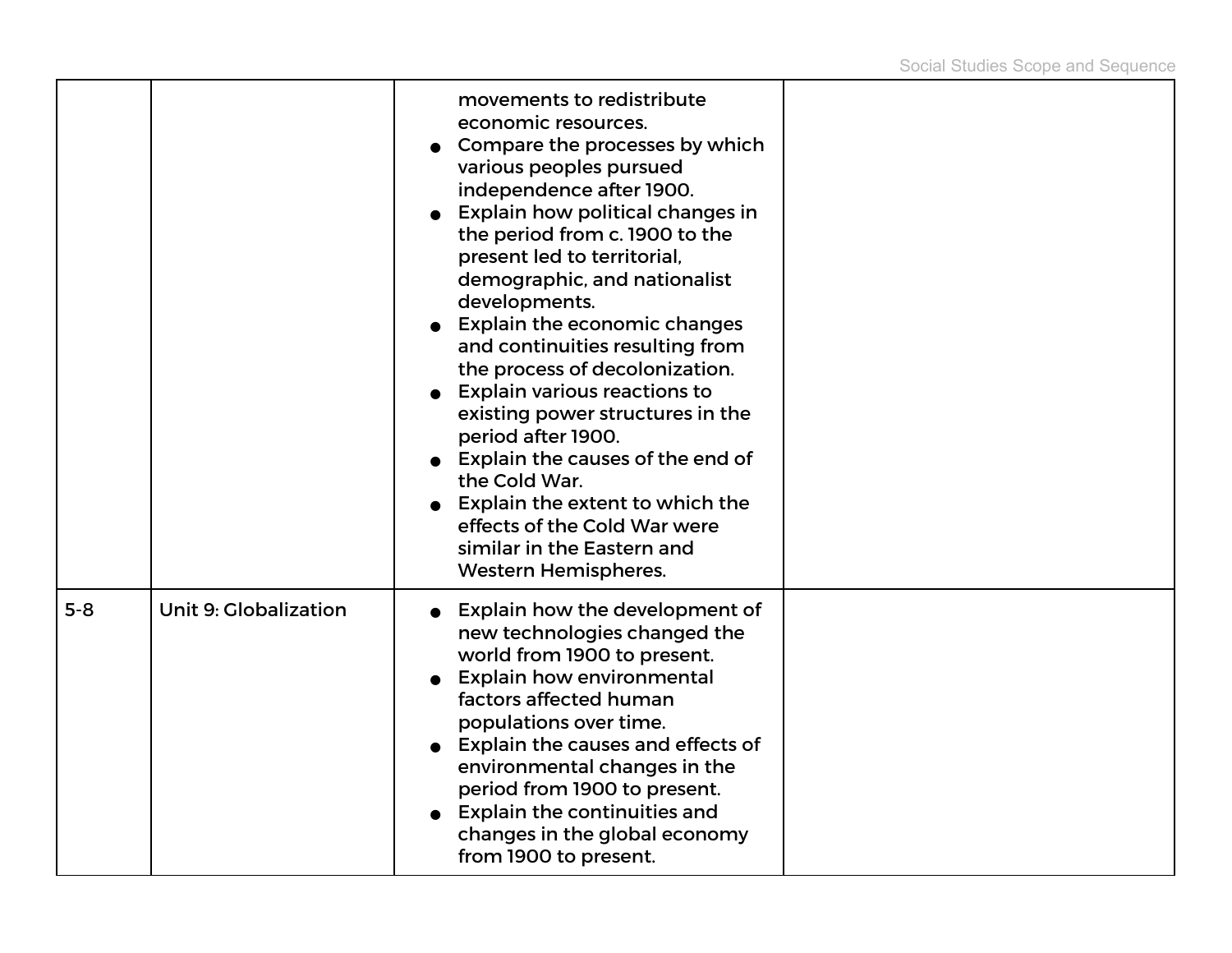| | | | |
|---|---|---|---|
| | | movements to redistribute economic resources.<br>● Compare the processes by which various peoples pursued independence after 1900.<br>● Explain how political changes in the period from c. 1900 to the present led to territorial, demographic, and nationalist developments.<br>● Explain the economic changes and continuities resulting from the process of decolonization.<br>● Explain various reactions to existing power structures in the period after 1900.<br>● Explain the causes of the end of the Cold War.<br>● Explain the extent to which the effects of the Cold War were similar in the Eastern and Western Hemispheres. | |
| 5-8 | Unit 9: Globalization | ● Explain how the development of new technologies changed the world from 1900 to present.<br>● Explain how environmental factors affected human populations over time.<br>● Explain the causes and effects of environmental changes in the period from 1900 to present.<br>● Explain the continuities and changes in the global economy from 1900 to present. | |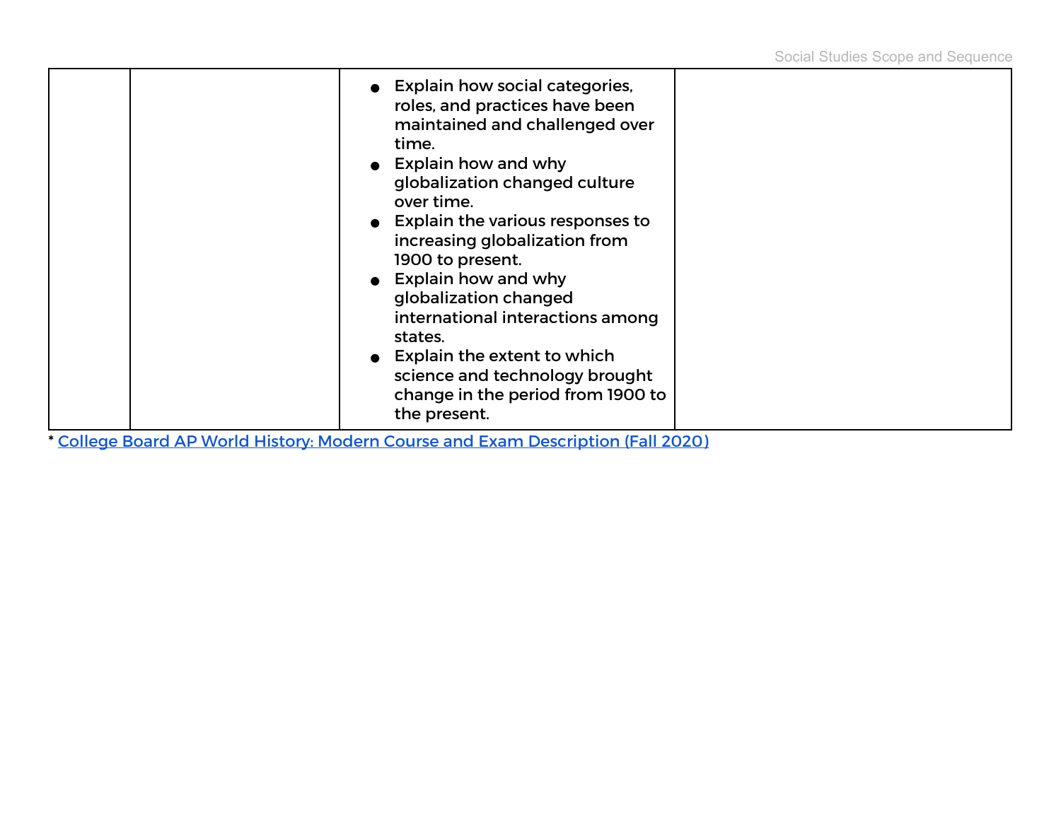| | | | |
|---|---|---|---|
| | | • Explain how social categories, roles, and practices have been maintained and challenged over time.<br>• Explain how and why globalization changed culture over time.<br>• Explain the various responses to increasing globalization from 1900 to present.<br>• Explain how and why globalization changed international interactions among states.<br>• Explain the extent to which science and technology brought change in the period from 1900 to the present. | |

* College Board AP World History: Modern Course and Exam Description (Fall 2020)